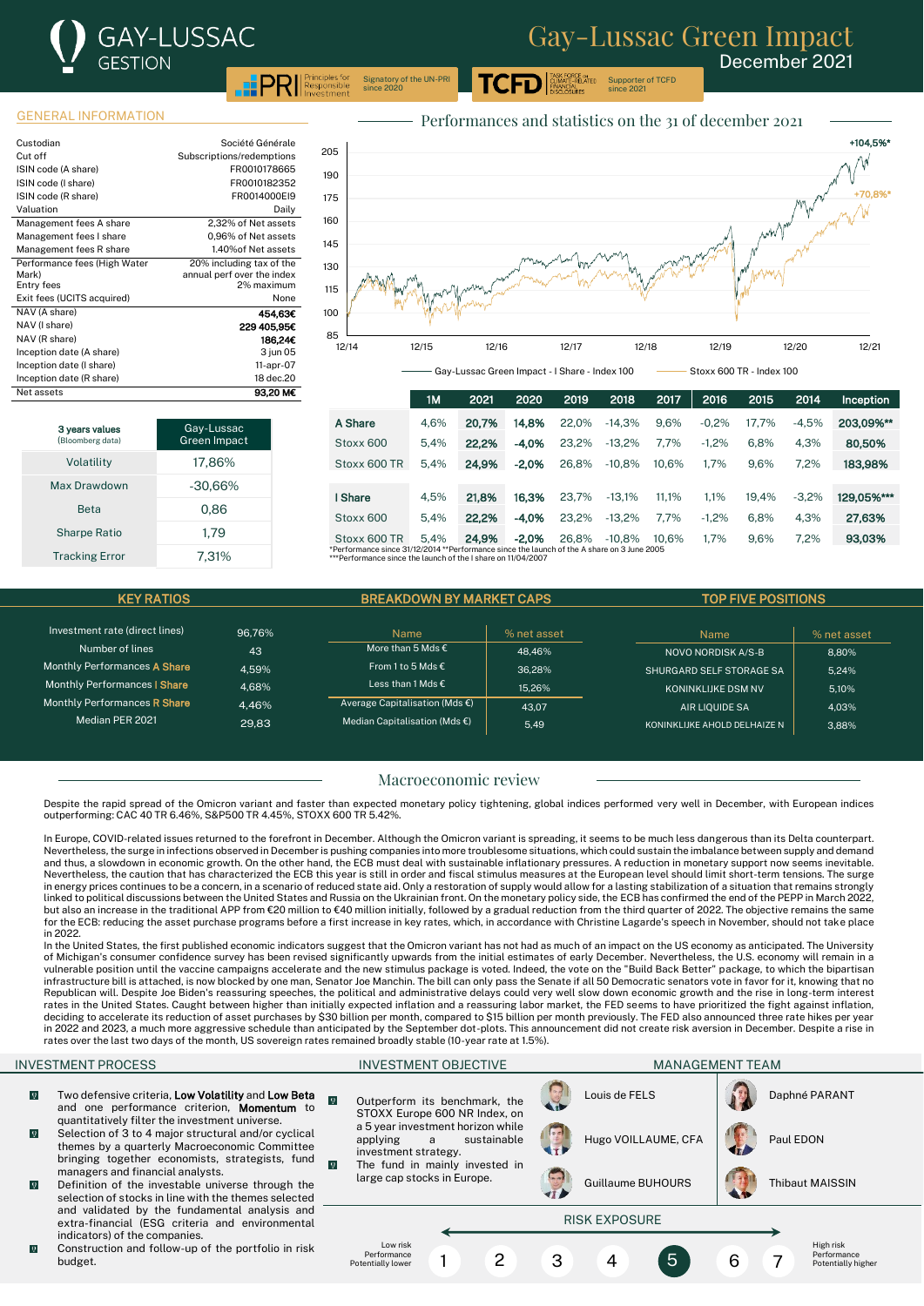# Gay-Lussac Green Impact

December 2021

GAY-LUSSAC GESTION

PRI Principles for Responsible Investment — Signatory of the UN-PRI since 2020

TCFD Task Force on Climate-Related Financial Disclosures — Supporter of TCFD since 2021

## GENERAL INFORMATION

| | |
|---|---|
| Custodian | Société Générale |
| Cut off | Subscriptions/redemptions |
| ISIN code (A share) | FR0010178665 |
| ISIN code (I share) | FR0010182352 |
| ISIN code (R share) | FR0014000EI9 |
| Valuation | Daily |
| Management fees A share | 2,32% of Net assets |
| Management fees I share | 0,96% of Net assets |
| Management fees R share | 1.40%of Net assets |
| Performance fees (High Water Mark) | 20% including tax of the annual perf over the index |
| Entry fees | 2% maximum |
| Exit fees (UCITS acquired) | None |
| NAV (A share) | **454,63€** |
| NAV (I share) | **229 405,95€** |
| NAV (R share) | **186,24€** |
| Inception date (A share) | 3 jun 05 |
| Inception date (I share) | 11-apr-07 |
| Inception date (R share) | 18 dec.20 |
| Net assets | **93,20 M€** |

| 3 years values (Bloomberg data) | Gay-Lussac Green Impact |
|---|---|
| Volatility | 17,86% |
| Max Drawdown | -30,66% |
| Beta | 0,86 |
| Sharpe Ratio | 1,79 |
| Tracking Error | 7,31% |

## Performances and statistics on the 31 of december 2021

Gay-Lussac Green Impact - I Share - Index 100: +104,5%* — Stoxx 600 TR - Index 100: +70,8%*

| | 1M | 2021 | 2020 | 2019 | 2018 | 2017 | 2016 | 2015 | 2014 | Inception |
|---|---|---|---|---|---|---|---|---|---|---|
| **A Share** | 4,6% | **20,7%** | **14,8%** | 22,0% | -14,3% | 9,6% | -0,2% | 17,7% | -4,5% | **203,09%\*\*** |
| Stoxx 600 | 5,4% | **22,2%** | **-4,0%** | 23,2% | -13,2% | 7,7% | -1,2% | 6,8% | 4,3% | **80,50%** |
| Stoxx 600 TR | 5,4% | **24,9%** | **-2,0%** | 26,8% | -10,8% | 10,6% | 1,7% | 9,6% | 7,2% | **183,98%** |
| **I Share** | 4,5% | **21,8%** | **16,3%** | 23,7% | -13,1% | 11,1% | 1,1% | 19,4% | -3,2% | **129,05%\*\*\*** |
| Stoxx 600 | 5,4% | **22,2%** | **-4,0%** | 23,2% | -13,2% | 7,7% | -1,2% | 6,8% | 4,3% | **27,63%** |
| Stoxx 600 TR | 5,4% | **24,9%** | **-2,0%** | 26,8% | -10,8% | 10,6% | 1,7% | 9,6% | 7,2% | **93,03%** |

*Performance since 31/12/2014 **Performance since the launch of the A share on 3 June 2005
***Performance since the launch of the I share on 11/04/2007

## KEY RATIOS

| | |
|---|---|
| Investment rate (direct lines) | 96,76% |
| Number of lines | 43 |
| Monthly Performances A Share | 4,59% |
| Monthly Performances I Share | 4,68% |
| Monthly Performances R Share | 4,46% |
| Median PER 2021 | 29,83 |

## BREAKDOWN BY MARKET CAPS

| Name | % net asset |
|---|---|
| More than 5 Mds € | 48,46% |
| From 1 to 5 Mds € | 36,28% |
| Less than 1 Mds € | 15,26% |
| Average Capitalisation (Mds €) | 43,07 |
| Median Capitalisation (Mds €) | 5,49 |

## TOP FIVE POSITIONS

| Name | % net asset |
|---|---|
| NOVO NORDISK A/S-B | 8,80% |
| SHURGARD SELF STORAGE SA | 5,24% |
| KONINKLIJKE DSM NV | 5,10% |
| AIR LIQUIDE SA | 4,03% |
| KONINKLIJKE AHOLD DELHAIZE N | 3,88% |

## Macroeconomic review

Despite the rapid spread of the Omicron variant and faster than expected monetary policy tightening, global indices performed very well in December, with European indices outperforming: CAC 40 TR 6.46%, S&P500 TR 4.45%, STOXX 600 TR 5.42%.

In Europe, COVID-related issues returned to the forefront in December. Although the Omicron variant is spreading, it seems to be much less dangerous than its Delta counterpart. Nevertheless, the surge in infections observed in December is pushing companies into more troublesome situations, which could sustain the imbalance between supply and demand and thus, a slowdown in economic growth. On the other hand, the ECB must deal with sustainable inflationary pressures. A reduction in monetary support now seems inevitable. Nevertheless, the caution that has characterized the ECB this year is still in order and fiscal stimulus measures at the European level should limit short-term tensions. The surge in energy prices continues to be a concern, in a scenario of reduced state aid. Only a restoration of supply would allow for a lasting stabilization of a situation that remains strongly linked to political discussions between the United States and Russia on the Ukrainian front. On the monetary policy side, the ECB has confirmed the end of the PEPP in March 2022, but also an increase in the traditional APP from €20 million to €40 million initially, followed by a gradual reduction from the third quarter of 2022. The objective remains the same for the ECB: reducing the asset purchase programs before a first increase in key rates, which, in accordance with Christine Lagarde's speech in November, should not take place in 2022.

In the United States, the first published economic indicators suggest that the Omicron variant has not had as much of an impact on the US economy as anticipated. The University of Michigan's consumer confidence survey has been revised significantly upwards from the initial estimates of early December. Nevertheless, the U.S. economy will remain in a vulnerable position until the vaccine campaigns accelerate and the new stimulus package is voted. Indeed, the vote on the "Build Back Better" package, to which the bipartisan infrastructure bill is attached, is now blocked by one man, Senator Joe Manchin. The bill can only pass the Senate if all 50 Democratic senators vote in favor for it, knowing that no Republican will. Despite Joe Biden's reassuring speeches, the political and administrative delays could very well slow down economic growth and the rise in long-term interest rates in the United States. Caught between higher than initially expected inflation and a reassuring labor market, the FED seems to have prioritized the fight against inflation, deciding to accelerate its reduction of asset purchases by $30 billion per month, compared to $15 billion per month previously. The FED also announced three rate hikes per year in 2022 and 2023, a much more aggressive schedule than anticipated by the September dot-plots. This announcement did not create risk aversion in December. Despite a rise in rates over the last two days of the month, US sovereign rates remained broadly stable (10-year rate at 1.5%).

## INVESTMENT PROCESS

- Two defensive criteria, **Low Volatility** and **Low Beta** and one performance criterion, **Momentum** to quantitatively filter the investment universe.
- Selection of 3 to 4 major structural and/or cyclical themes by a quarterly Macroeconomic Committee bringing together economists, strategists, fund managers and financial analysts.
- Definition of the investable universe through the selection of stocks in line with the themes selected and validated by the fundamental analysis and extra-financial (ESG criteria and environmental indicators) of the companies.
- Construction and follow-up of the portfolio in risk budget.

## INVESTMENT OBJECTIVE

- Outperform its benchmark, the STOXX Europe 600 NR Index, on a 5 year investment horizon while applying a sustainable investment strategy.
- The fund in mainly invested in large cap stocks in Europe.

## MANAGEMENT TEAM

- Louis de FELS
- Daphné PARANT
- Hugo VOILLAUME, CFA
- Paul EDON
- Guillaume BUHOURS
- Thibaut MAISSIN

## RISK EXPOSURE

Low risk, Performance Potentially lower — 1 2 3 4 **5** 6 7 — High risk, Performance Potentially higher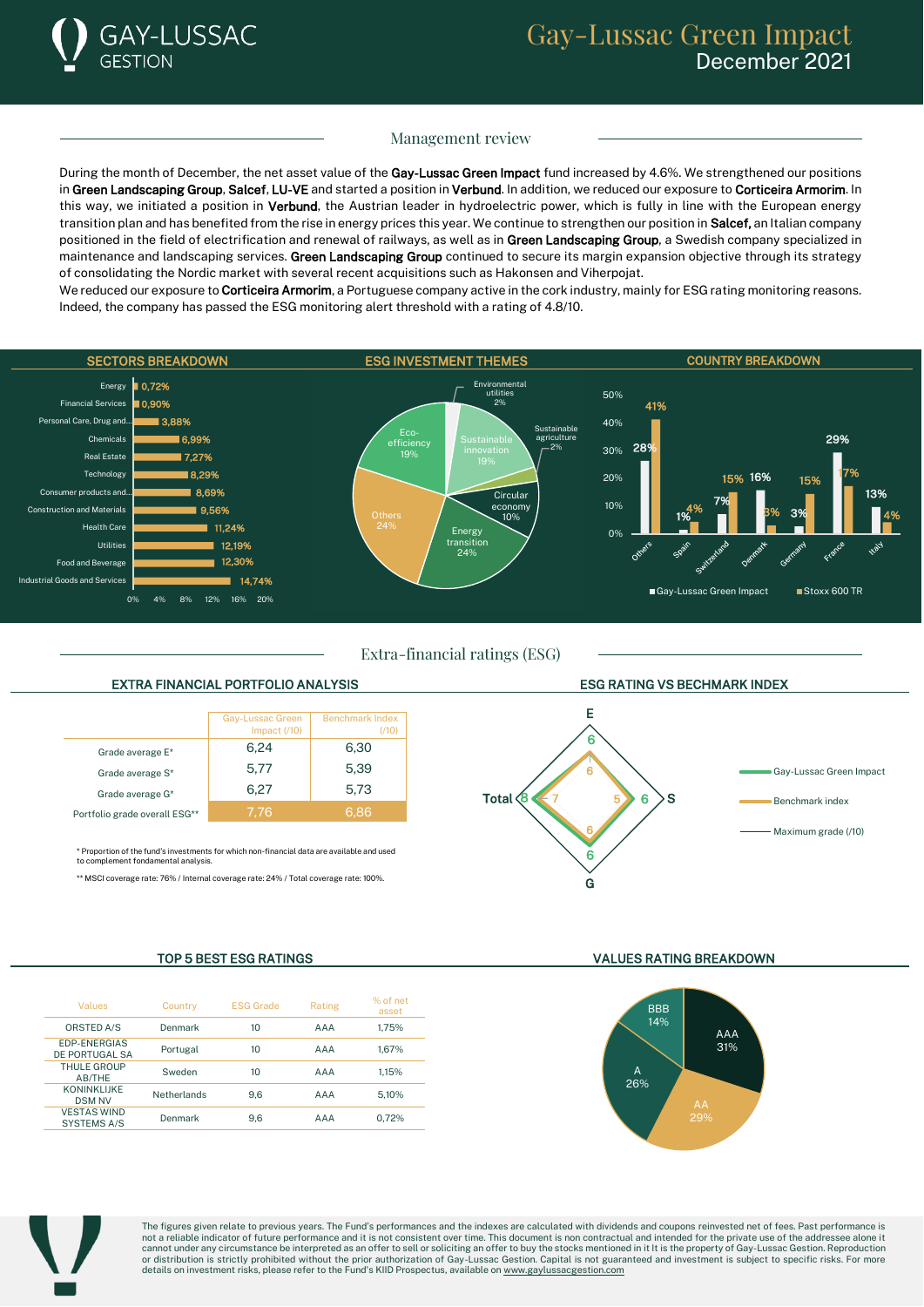## Gay-Lussac Green Impact
December 2021

### Management review

During the month of December, the net asset value of the **Gay-Lussac Green Impact** fund increased by 4.6%. We strengthened our positions in **Green Landscaping Group**, **Salcef**, **LU-VE** and started a position in **Verbund**. In addition, we reduced our exposure to **Corticeira Armorim**. In this way, we initiated a position in **Verbund**, the Austrian leader in hydroelectric power, which is fully in line with the European energy transition plan and has benefited from the rise in energy prices this year. We continue to strengthen our position in **Salcef,** an Italian company positioned in the field of electrification and renewal of railways, as well as in **Green Landscaping Group**, a Swedish company specialized in maintenance and landscaping services. **Green Landscaping Group** continued to secure its margin expansion objective through its strategy of consolidating the Nordic market with several recent acquisitions such as Hakonsen and Viherpojat.

We reduced our exposure to **Corticeira Armorim**, a Portuguese company active in the cork industry, mainly for ESG rating monitoring reasons. Indeed, the company has passed the ESG monitoring alert threshold with a rating of 4.8/10.

#### SECTORS BREAKDOWN

| Sector | % |
|---|---|
| Energy | 0,72% |
| Financial Services | 0,90% |
| Personal Care, Drug and... | 3,88% |
| Chemicals | 6,99% |
| Real Estate | 7,27% |
| Technology | 8,29% |
| Consumer products and... | 8,69% |
| Construction and Materials | 9,56% |
| Health Care | 11,24% |
| Utilities | 12,19% |
| Food and Beverage | 12,30% |
| Industrial Goods and Services | 14,74% |

#### ESG INVESTMENT THEMES

| Theme | % |
|---|---|
| Environmental utilities | 2% |
| Sustainable innovation | 19% |
| Sustainable agriculture | 2% |
| Circular economy | 10% |
| Energy transition | 24% |
| Others | 24% |
| Eco-efficiency | 19% |

#### COUNTRY BREAKDOWN

| Country | Gay-Lussac Green Impact | Stoxx 600 TR |
|---|---|---|
| Others | 28% | 41% |
| Spain | 1% | 4% |
| Switzerland | 7% | 15% |
| Denmark | 16% | 3% |
| Germany | 3% | 15% |
| France | 29% | 17% |
| Italy | 13% | 4% |

### Extra-financial ratings (ESG)

#### EXTRA FINANCIAL PORTFOLIO ANALYSIS

| | Gay-Lussac Green Impact (/10) | Benchmark Index (/10) |
|---|---|---|
| Grade average E* | 6,24 | 6,30 |
| Grade average S* | 5,77 | 5,39 |
| Grade average G* | 6,27 | 5,73 |
| Portfolio grade overall ESG** | 7,76 | 6,86 |

* Proportion of the fund's investments for which non-financial data are available and used to complement fondamental analysis.

** MSCI coverage rate: 76% / Internal coverage rate: 24% / Total coverage rate: 100%.

#### ESG RATING VS BECHMARK INDEX

| | Gay-Lussac Green Impact | Benchmark index |
|---|---|---|
| E | 6 | 6 |
| S | 6 | 5 |
| G | 6 | 6 |
| Total | 8 | 7 |

#### TOP 5 BEST ESG RATINGS

| Values | Country | ESG Grade | Rating | % of net asset |
|---|---|---|---|---|
| ORSTED A/S | Denmark | 10 | AAA | 1,75% |
| EDP-ENERGIAS DE PORTUGAL SA | Portugal | 10 | AAA | 1,67% |
| THULE GROUP AB/THE | Sweden | 10 | AAA | 1,15% |
| KONINKLIJKE DSM NV | Netherlands | 9,6 | AAA | 5,10% |
| VESTAS WIND SYSTEMS A/S | Denmark | 9,6 | AAA | 0,72% |

#### VALUES RATING BREAKDOWN

| Rating | % |
|---|---|
| AAA | 31% |
| AA | 29% |
| A | 26% |
| BBB | 14% |

The figures given relate to previous years. The Fund's performances and the indexes are calculated with dividends and coupons reinvested net of fees. Past performance is not a reliable indicator of future performance and it is not consistent over time. This document is non contractual and intended for the private use of the addressee alone it cannot under any circumstance be interpreted as an offer to sell or soliciting an offer to buy the stocks mentioned in it It is the property of Gay-Lussac Gestion. Reproduction or distribution is strictly prohibited without the prior authorization of Gay-Lussac Gestion. Capital is not guaranteed and investment is subject to specific risks. For more details on investment risks, please refer to the Fund's KIID Prospectus, available on www.gaylussacgestion.com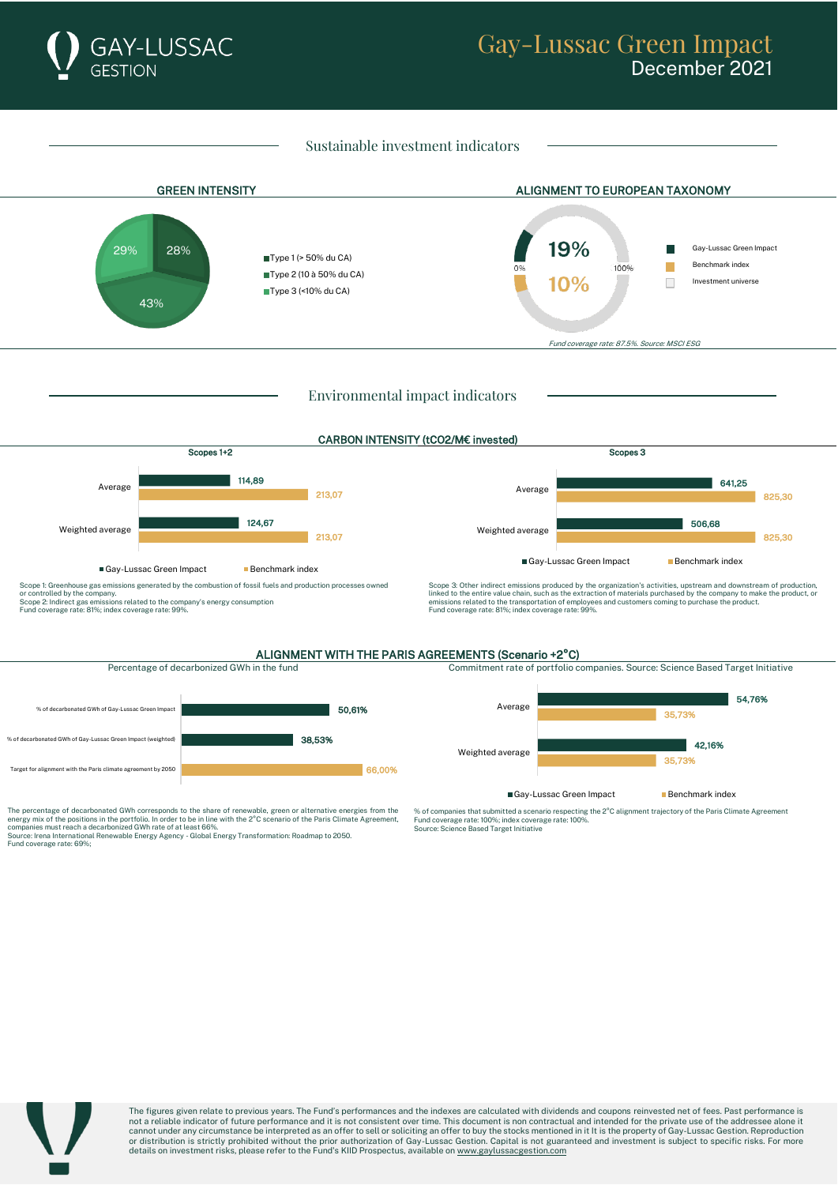# Gay-Lussac Green Impact
December 2021

## Sustainable investment indicators

### GREEN INTENSITY

29%
28%
43%

Type 1 (> 50% du CA)
Type 2 (10 à 50% du CA)
Type 3 (<10% du CA)

### ALIGNMENT TO EUROPEAN TAXONOMY

19%
10%
0%
100%

Gay-Lussac Green Impact
Benchmark index
Investment universe

*Fund coverage rate: 87.5%. Source: MSCI ESG*

## Environmental impact indicators

### CARBON INTENSITY (tCO2/M€ invested)

**Scopes 1+2**

Average
114,89
213,07

Weighted average
124,67
213,07

Gay-Lussac Green Impact
Benchmark index

Scope 1: Greenhouse gas emissions generated by the combustion of fossil fuels and production processes owned or controlled by the company.
Scope 2: Indirect gas emissions related to the company's energy consumption
Fund coverage rate: 81%; index coverage rate: 99%.

**Scopes 3**

Average
641,25
825,30

Weighted average
506,68
825,30

Gay-Lussac Green Impact
Benchmark index

Scope 3: Other indirect emissions produced by the organization's activities, upstream and downstream of production, linked to the entire value chain, such as the extraction of materials purchased by the company to make the product, or emissions related to the transportation of employees and customers coming to purchase the product.
Fund coverage rate: 81%; index coverage rate: 99%.

### ALIGNMENT WITH THE PARIS AGREEMENTS (Scenario +2°C)

**Percentage of decarbonized GWh in the fund**

% of decarbonated GWh of Gay-Lussac Green Impact
50,61%

% of decarbonated GWh of Gay-Lussac Green Impact (weighted)
38,53%

Target for alignment with the Paris climate agreement by 2050
66,00%

The percentage of decarbonated GWh corresponds to the share of renewable, green or alternative energies from the energy mix of the positions in the portfolio. In order to be in line with the 2°C scenario of the Paris Climate Agreement, companies must reach a decarbonized GWh rate of at least 66%.
Source: Irena International Renewable Energy Agency - Global Energy Transformation: Roadmap to 2050.
Fund coverage rate: 69%;

**Commitment rate of portfolio companies. Source: Science Based Target Initiative**

Average
54,76%
35,73%

Weighted average
42,16%
35,73%

Gay-Lussac Green Impact
Benchmark index

% of companies that submitted a scenario respecting the 2°C alignment trajectory of the Paris Climate Agreement
Fund coverage rate: 100%; index coverage rate: 100%.
Source: Science Based Target Initiative

The figures given relate to previous years. The Fund's performances and the indexes are calculated with dividends and coupons reinvested net of fees. Past performance is not a reliable indicator of future performance and it is not consistent over time. This document is non contractual and intended for the private use of the addressee alone it cannot under any circumstance be interpreted as an offer to sell or soliciting an offer to buy the stocks mentioned in it It is the property of Gay-Lussac Gestion. Reproduction or distribution is strictly prohibited without the prior authorization of Gay-Lussac Gestion. Capital is not guaranteed and investment is subject to specific risks. For more details on investment risks, please refer to the Fund's KIID Prospectus, available on www.gaylussacgestion.com